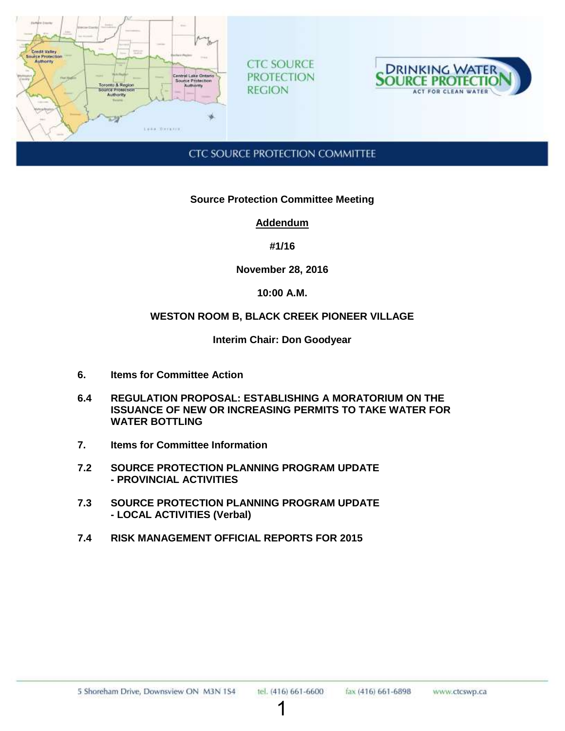CTC SOURCE PROTECTION REGION

DRINKING WATER SOURCE PROTECTION
ACT FOR CLEAN WATER

CTC SOURCE PROTECTION COMMITTEE

**Source Protection Committee Meeting**

**Addendum**

**#1/16**

**November 28, 2016**

**10:00 A.M.**

**WESTON ROOM B, BLACK CREEK PIONEER VILLAGE**

**Interim Chair: Don Goodyear**

**6. Items for Committee Action**

**6.4 REGULATION PROPOSAL: ESTABLISHING A MORATORIUM ON THE ISSUANCE OF NEW OR INCREASING PERMITS TO TAKE WATER FOR WATER BOTTLING**

**7. Items for Committee Information**

**7.2 SOURCE PROTECTION PLANNING PROGRAM UPDATE - PROVINCIAL ACTIVITIES**

**7.3 SOURCE PROTECTION PLANNING PROGRAM UPDATE - LOCAL ACTIVITIES (Verbal)**

**7.4 RISK MANAGEMENT OFFICIAL REPORTS FOR 2015**

5 Shoreham Drive, Downsview ON M3N 1S4 tel. (416) 661-6600 fax (416) 661-6898 www.ctcswp.ca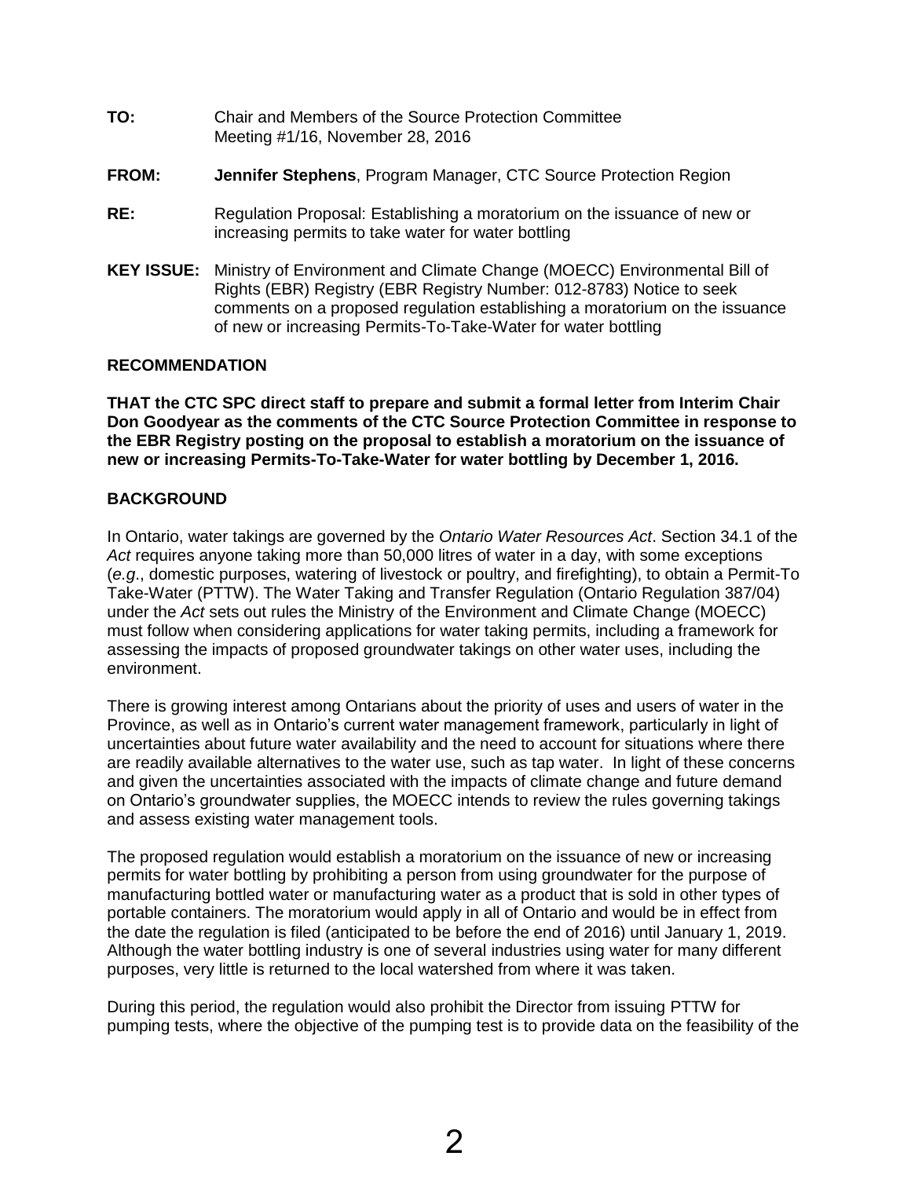**TO:** Chair and Members of the Source Protection Committee
Meeting #1/16, November 28, 2016

**FROM:** **Jennifer Stephens**, Program Manager, CTC Source Protection Region

**RE:** Regulation Proposal: Establishing a moratorium on the issuance of new or increasing permits to take water for water bottling

**KEY ISSUE:** Ministry of Environment and Climate Change (MOECC) Environmental Bill of Rights (EBR) Registry (EBR Registry Number: 012-8783) Notice to seek comments on a proposed regulation establishing a moratorium on the issuance of new or increasing Permits-To-Take-Water for water bottling

## RECOMMENDATION

**THAT the CTC SPC direct staff to prepare and submit a formal letter from Interim Chair Don Goodyear as the comments of the CTC Source Protection Committee in response to the EBR Registry posting on the proposal to establish a moratorium on the issuance of new or increasing Permits-To-Take-Water for water bottling by December 1, 2016.**

## BACKGROUND

In Ontario, water takings are governed by the *Ontario Water Resources Act*. Section 34.1 of the *Act* requires anyone taking more than 50,000 litres of water in a day, with some exceptions (*e.g*., domestic purposes, watering of livestock or poultry, and firefighting), to obtain a Permit-To Take-Water (PTTW). The Water Taking and Transfer Regulation (Ontario Regulation 387/04) under the *Act* sets out rules the Ministry of the Environment and Climate Change (MOECC) must follow when considering applications for water taking permits, including a framework for assessing the impacts of proposed groundwater takings on other water uses, including the environment.

There is growing interest among Ontarians about the priority of uses and users of water in the Province, as well as in Ontario's current water management framework, particularly in light of uncertainties about future water availability and the need to account for situations where there are readily available alternatives to the water use, such as tap water. In light of these concerns and given the uncertainties associated with the impacts of climate change and future demand on Ontario's groundwater supplies, the MOECC intends to review the rules governing takings and assess existing water management tools.

The proposed regulation would establish a moratorium on the issuance of new or increasing permits for water bottling by prohibiting a person from using groundwater for the purpose of manufacturing bottled water or manufacturing water as a product that is sold in other types of portable containers. The moratorium would apply in all of Ontario and would be in effect from the date the regulation is filed (anticipated to be before the end of 2016) until January 1, 2019. Although the water bottling industry is one of several industries using water for many different purposes, very little is returned to the local watershed from where it was taken.

During this period, the regulation would also prohibit the Director from issuing PTTW for pumping tests, where the objective of the pumping test is to provide data on the feasibility of the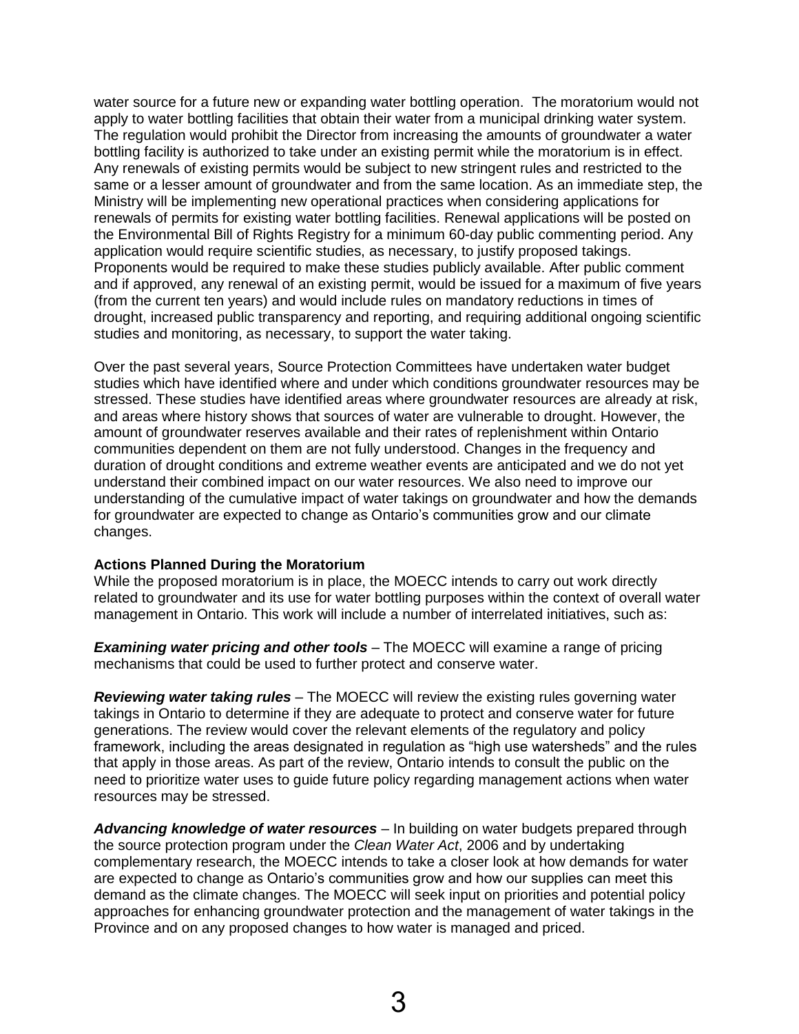water source for a future new or expanding water bottling operation. The moratorium would not apply to water bottling facilities that obtain their water from a municipal drinking water system. The regulation would prohibit the Director from increasing the amounts of groundwater a water bottling facility is authorized to take under an existing permit while the moratorium is in effect. Any renewals of existing permits would be subject to new stringent rules and restricted to the same or a lesser amount of groundwater and from the same location. As an immediate step, the Ministry will be implementing new operational practices when considering applications for renewals of permits for existing water bottling facilities. Renewal applications will be posted on the Environmental Bill of Rights Registry for a minimum 60-day public commenting period. Any application would require scientific studies, as necessary, to justify proposed takings. Proponents would be required to make these studies publicly available. After public comment and if approved, any renewal of an existing permit, would be issued for a maximum of five years (from the current ten years) and would include rules on mandatory reductions in times of drought, increased public transparency and reporting, and requiring additional ongoing scientific studies and monitoring, as necessary, to support the water taking.

Over the past several years, Source Protection Committees have undertaken water budget studies which have identified where and under which conditions groundwater resources may be stressed. These studies have identified areas where groundwater resources are already at risk, and areas where history shows that sources of water are vulnerable to drought. However, the amount of groundwater reserves available and their rates of replenishment within Ontario communities dependent on them are not fully understood. Changes in the frequency and duration of drought conditions and extreme weather events are anticipated and we do not yet understand their combined impact on our water resources. We also need to improve our understanding of the cumulative impact of water takings on groundwater and how the demands for groundwater are expected to change as Ontario's communities grow and our climate changes.

**Actions Planned During the Moratorium**

While the proposed moratorium is in place, the MOECC intends to carry out work directly related to groundwater and its use for water bottling purposes within the context of overall water management in Ontario. This work will include a number of interrelated initiatives, such as:

***Examining water pricing and other tools*** – The MOECC will examine a range of pricing mechanisms that could be used to further protect and conserve water.

***Reviewing water taking rules*** – The MOECC will review the existing rules governing water takings in Ontario to determine if they are adequate to protect and conserve water for future generations. The review would cover the relevant elements of the regulatory and policy framework, including the areas designated in regulation as "high use watersheds" and the rules that apply in those areas. As part of the review, Ontario intends to consult the public on the need to prioritize water uses to guide future policy regarding management actions when water resources may be stressed.

***Advancing knowledge of water resources*** – In building on water budgets prepared through the source protection program under the *Clean Water Act*, 2006 and by undertaking complementary research, the MOECC intends to take a closer look at how demands for water are expected to change as Ontario's communities grow and how our supplies can meet this demand as the climate changes. The MOECC will seek input on priorities and potential policy approaches for enhancing groundwater protection and the management of water takings in the Province and on any proposed changes to how water is managed and priced.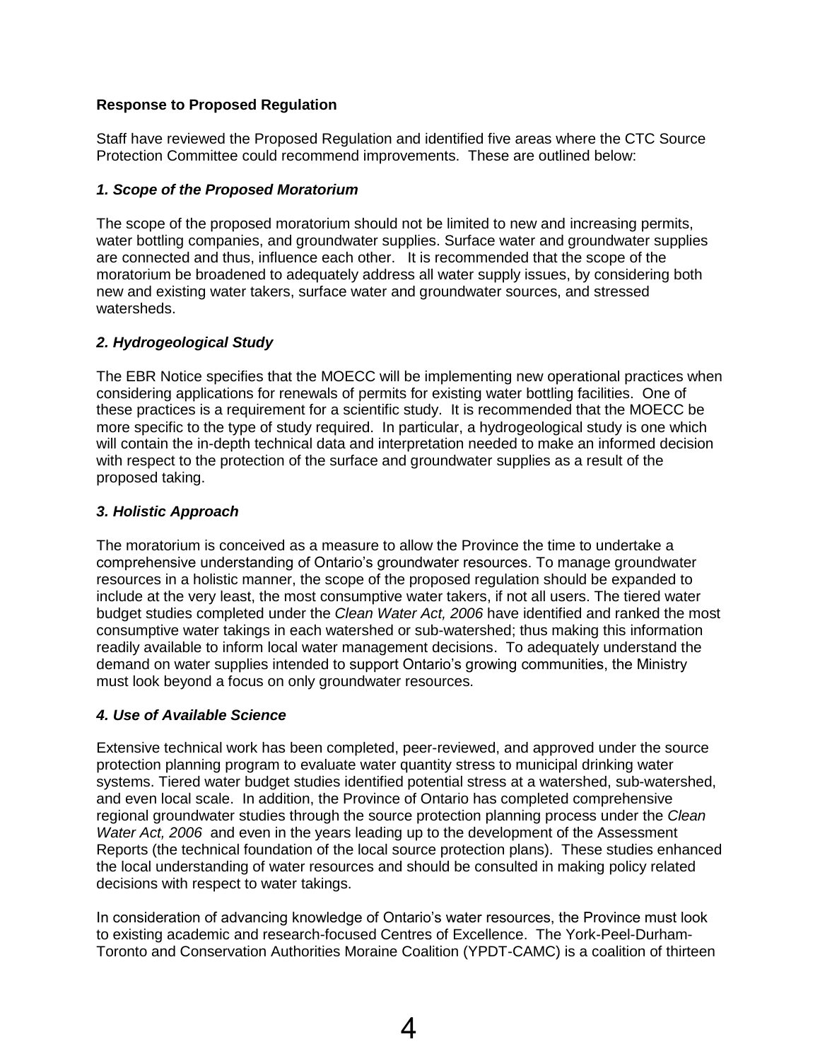**Response to Proposed Regulation**

Staff have reviewed the Proposed Regulation and identified five areas where the CTC Source Protection Committee could recommend improvements. These are outlined below:

***1. Scope of the Proposed Moratorium***

The scope of the proposed moratorium should not be limited to new and increasing permits, water bottling companies, and groundwater supplies. Surface water and groundwater supplies are connected and thus, influence each other. It is recommended that the scope of the moratorium be broadened to adequately address all water supply issues, by considering both new and existing water takers, surface water and groundwater sources, and stressed watersheds.

***2. Hydrogeological Study***

The EBR Notice specifies that the MOECC will be implementing new operational practices when considering applications for renewals of permits for existing water bottling facilities. One of these practices is a requirement for a scientific study. It is recommended that the MOECC be more specific to the type of study required. In particular, a hydrogeological study is one which will contain the in-depth technical data and interpretation needed to make an informed decision with respect to the protection of the surface and groundwater supplies as a result of the proposed taking.

***3. Holistic Approach***

The moratorium is conceived as a measure to allow the Province the time to undertake a comprehensive understanding of Ontario's groundwater resources. To manage groundwater resources in a holistic manner, the scope of the proposed regulation should be expanded to include at the very least, the most consumptive water takers, if not all users. The tiered water budget studies completed under the *Clean Water Act, 2006* have identified and ranked the most consumptive water takings in each watershed or sub-watershed; thus making this information readily available to inform local water management decisions. To adequately understand the demand on water supplies intended to support Ontario's growing communities, the Ministry must look beyond a focus on only groundwater resources.

***4. Use of Available Science***

Extensive technical work has been completed, peer-reviewed, and approved under the source protection planning program to evaluate water quantity stress to municipal drinking water systems. Tiered water budget studies identified potential stress at a watershed, sub-watershed, and even local scale. In addition, the Province of Ontario has completed comprehensive regional groundwater studies through the source protection planning process under the *Clean Water Act, 2006* and even in the years leading up to the development of the Assessment Reports (the technical foundation of the local source protection plans). These studies enhanced the local understanding of water resources and should be consulted in making policy related decisions with respect to water takings.

In consideration of advancing knowledge of Ontario's water resources, the Province must look to existing academic and research-focused Centres of Excellence. The York-Peel-Durham-Toronto and Conservation Authorities Moraine Coalition (YPDT-CAMC) is a coalition of thirteen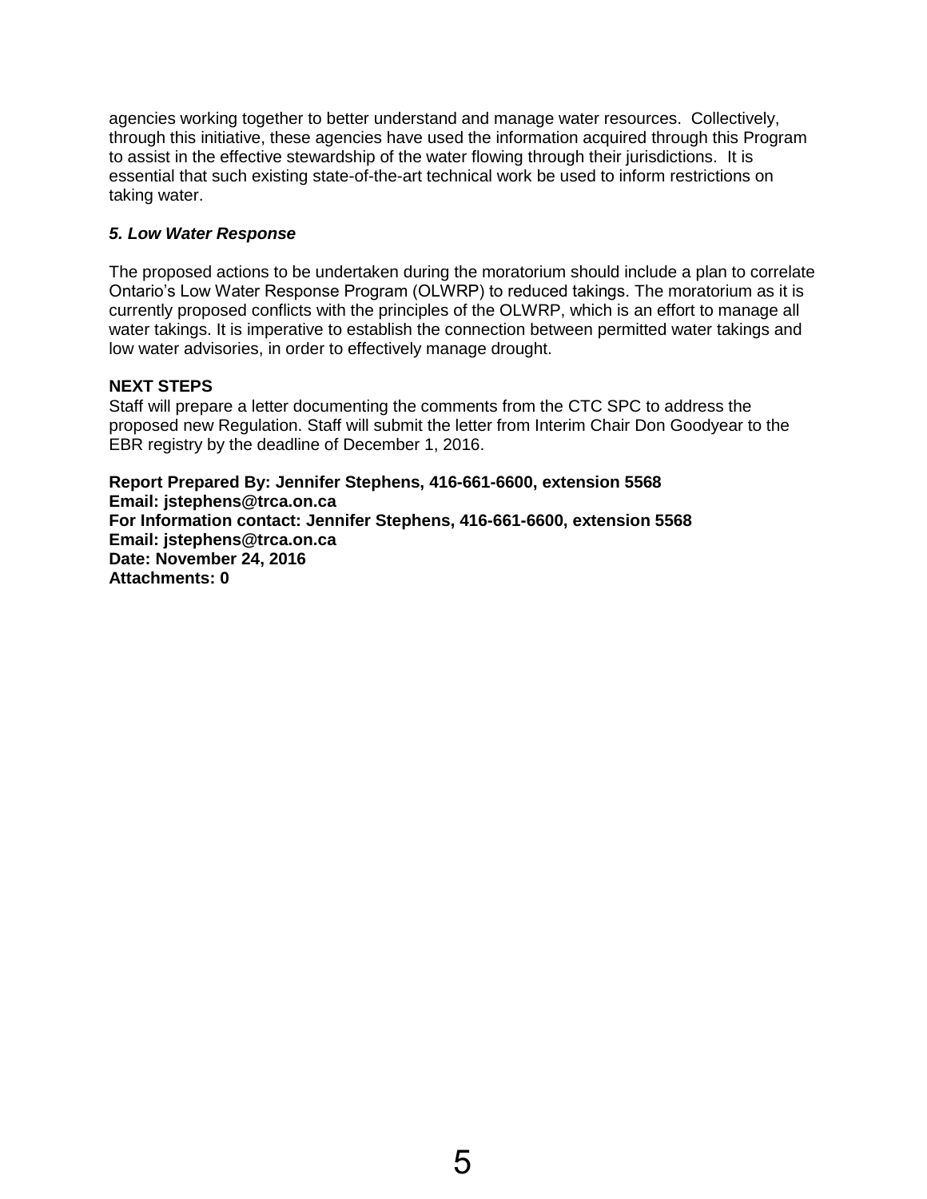agencies working together to better understand and manage water resources. Collectively, through this initiative, these agencies have used the information acquired through this Program to assist in the effective stewardship of the water flowing through their jurisdictions. It is essential that such existing state-of-the-art technical work be used to inform restrictions on taking water.

***5. Low Water Response***

The proposed actions to be undertaken during the moratorium should include a plan to correlate Ontario's Low Water Response Program (OLWRP) to reduced takings. The moratorium as it is currently proposed conflicts with the principles of the OLWRP, which is an effort to manage all water takings. It is imperative to establish the connection between permitted water takings and low water advisories, in order to effectively manage drought.

**NEXT STEPS**

Staff will prepare a letter documenting the comments from the CTC SPC to address the proposed new Regulation. Staff will submit the letter from Interim Chair Don Goodyear to the EBR registry by the deadline of December 1, 2016.

**Report Prepared By: Jennifer Stephens, 416-661-6600, extension 5568**
**Email: jstephens@trca.on.ca**
**For Information contact: Jennifer Stephens, 416-661-6600, extension 5568**
**Email: jstephens@trca.on.ca**
**Date: November 24, 2016**
**Attachments: 0**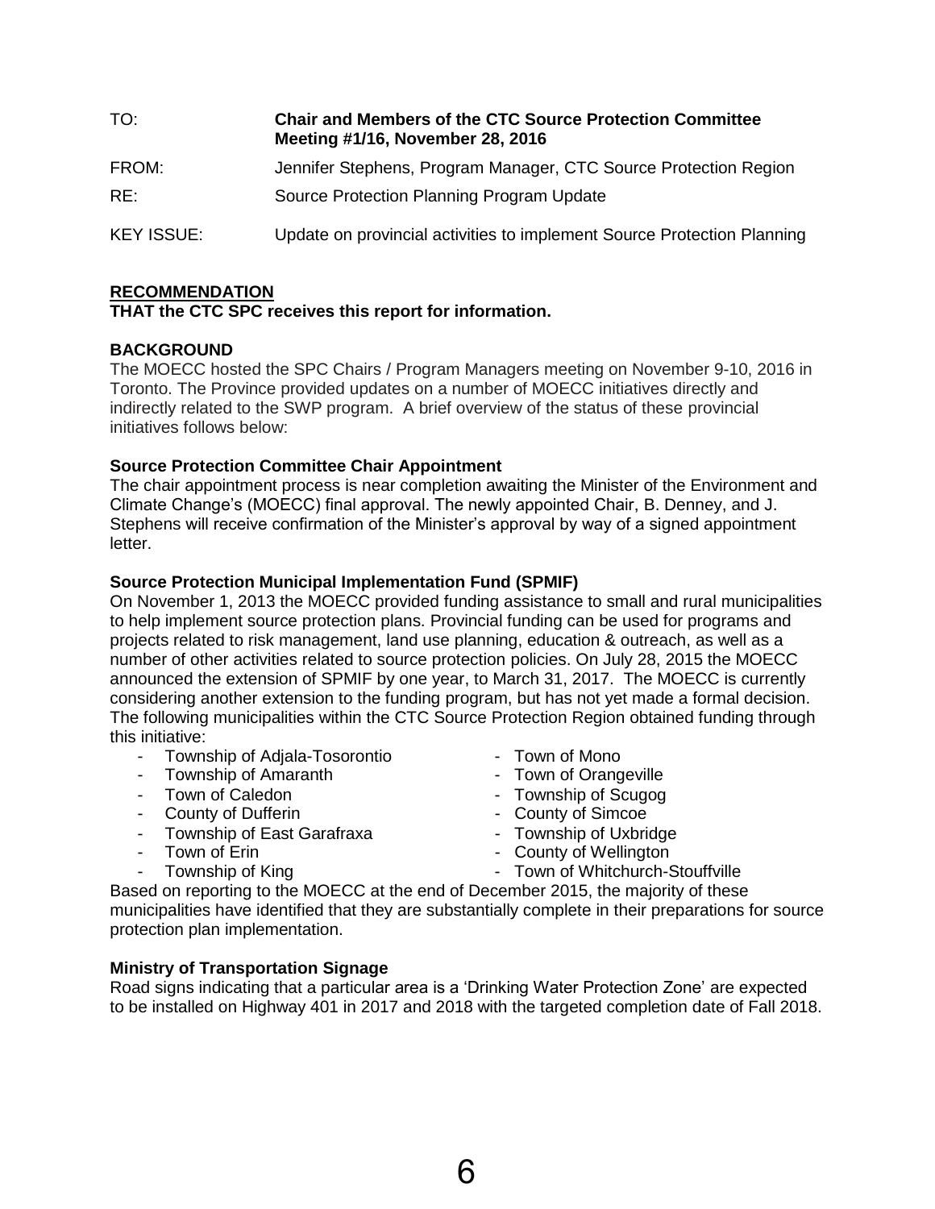TO: **Chair and Members of the CTC Source Protection Committee Meeting #1/16, November 28, 2016**

FROM: Jennifer Stephens, Program Manager, CTC Source Protection Region

RE: Source Protection Planning Program Update

KEY ISSUE: Update on provincial activities to implement Source Protection Planning

**RECOMMENDATION**

**THAT the CTC SPC receives this report for information.**

**BACKGROUND**

The MOECC hosted the SPC Chairs / Program Managers meeting on November 9-10, 2016 in Toronto. The Province provided updates on a number of MOECC initiatives directly and indirectly related to the SWP program. A brief overview of the status of these provincial initiatives follows below:

**Source Protection Committee Chair Appointment**

The chair appointment process is near completion awaiting the Minister of the Environment and Climate Change's (MOECC) final approval. The newly appointed Chair, B. Denney, and J. Stephens will receive confirmation of the Minister's approval by way of a signed appointment letter.

**Source Protection Municipal Implementation Fund (SPMIF)**

On November 1, 2013 the MOECC provided funding assistance to small and rural municipalities to help implement source protection plans. Provincial funding can be used for programs and projects related to risk management, land use planning, education & outreach, as well as a number of other activities related to source protection policies. On July 28, 2015 the MOECC announced the extension of SPMIF by one year, to March 31, 2017. The MOECC is currently considering another extension to the funding program, but has not yet made a formal decision. The following municipalities within the CTC Source Protection Region obtained funding through this initiative:

- Township of Adjala-Tosorontio
- Township of Amaranth
- Town of Caledon
- County of Dufferin
- Township of East Garafraxa
- Town of Erin
- Township of King
- Town of Mono
- Town of Orangeville
- Township of Scugog
- County of Simcoe
- Township of Uxbridge
- County of Wellington
- Town of Whitchurch-Stouffville

Based on reporting to the MOECC at the end of December 2015, the majority of these municipalities have identified that they are substantially complete in their preparations for source protection plan implementation.

**Ministry of Transportation Signage**

Road signs indicating that a particular area is a 'Drinking Water Protection Zone' are expected to be installed on Highway 401 in 2017 and 2018 with the targeted completion date of Fall 2018.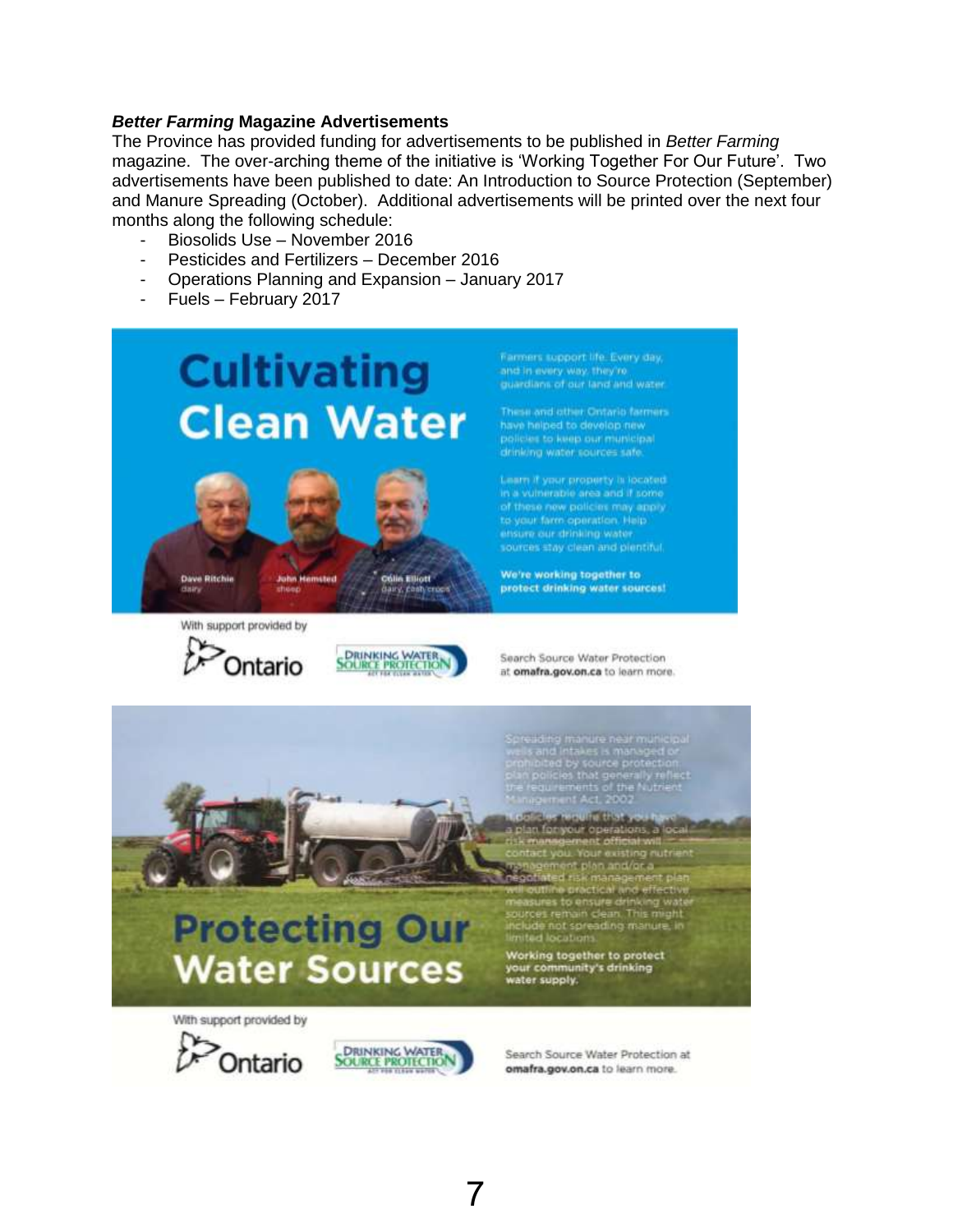***Better Farming* Magazine Advertisements**

The Province has provided funding for advertisements to be published in *Better Farming* magazine. The over-arching theme of the initiative is 'Working Together For Our Future'. Two advertisements have been published to date: An Introduction to Source Protection (September) and Manure Spreading (October). Additional advertisements will be printed over the next four months along the following schedule:

- Biosolids Use – November 2016
- Pesticides and Fertilizers – December 2016
- Operations Planning and Expansion – January 2017
- Fuels – February 2017

**Cultivating Clean Water**

Dave Ritchie
dairy

John Hemsted
sheep

Colin Elliott
dairy, cash crops

Farmers support life. Every day, and in every way, they're guardians of our land and water.

These and other Ontario farmers have helped to develop new policies to keep our municipal drinking water sources safe.

Learn if your property is located in a vulnerable area and if some of these new policies may apply to your farm operation. Help ensure our drinking water sources stay clean and plentiful.

**We're working together to protect drinking water sources!**

With support provided by

Ontario

Drinking Water Source Protection

Search Source Water Protection at **omafra.gov.on.ca** to learn more.

**Protecting Our Water Sources**

Spreading manure near municipal wells and intakes is managed or prohibited by source protection plan policies that generally reflect the requirements of the Nutrient Management Act, 2002.

If policies require that you have a plan for your operations, a local risk management official will contact you. Your existing nutrient management plan and/or a negotiated risk management plan will outline practical and effective measures to ensure drinking water sources remain clean. This might include not spreading manure, in limited locations.

**Working together to protect your community's drinking water supply.**

With support provided by

Ontario

Drinking Water Source Protection

Search Source Water Protection at **omafra.gov.on.ca** to learn more.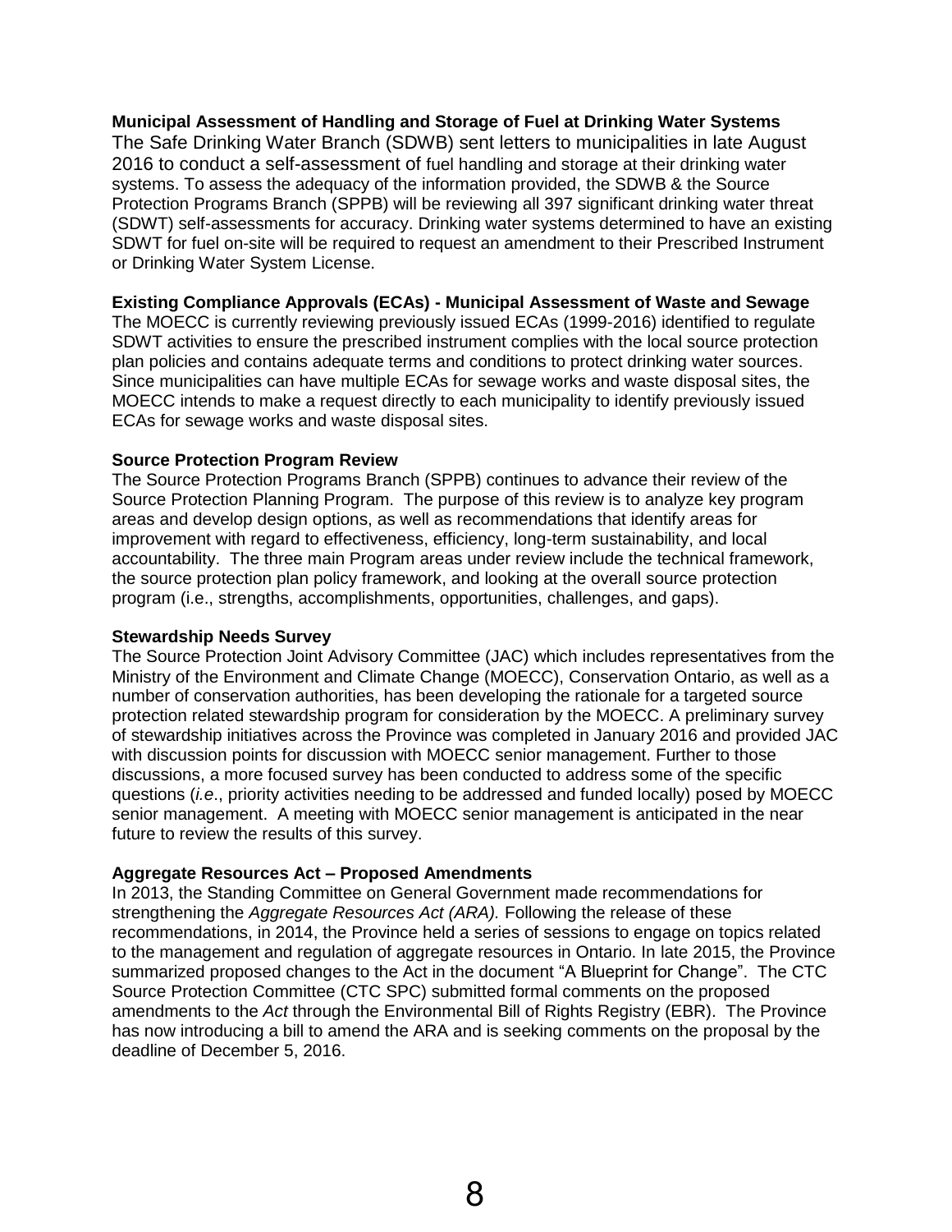**Municipal Assessment of Handling and Storage of Fuel at Drinking Water Systems**
The Safe Drinking Water Branch (SDWB) sent letters to municipalities in late August 2016 to conduct a self-assessment of fuel handling and storage at their drinking water systems. To assess the adequacy of the information provided, the SDWB & the Source Protection Programs Branch (SPPB) will be reviewing all 397 significant drinking water threat (SDWT) self-assessments for accuracy. Drinking water systems determined to have an existing SDWT for fuel on-site will be required to request an amendment to their Prescribed Instrument or Drinking Water System License.

**Existing Compliance Approvals (ECAs) - Municipal Assessment of Waste and Sewage**
The MOECC is currently reviewing previously issued ECAs (1999-2016) identified to regulate SDWT activities to ensure the prescribed instrument complies with the local source protection plan policies and contains adequate terms and conditions to protect drinking water sources. Since municipalities can have multiple ECAs for sewage works and waste disposal sites, the MOECC intends to make a request directly to each municipality to identify previously issued ECAs for sewage works and waste disposal sites.

**Source Protection Program Review**
The Source Protection Programs Branch (SPPB) continues to advance their review of the Source Protection Planning Program. The purpose of this review is to analyze key program areas and develop design options, as well as recommendations that identify areas for improvement with regard to effectiveness, efficiency, long-term sustainability, and local accountability. The three main Program areas under review include the technical framework, the source protection plan policy framework, and looking at the overall source protection program (i.e., strengths, accomplishments, opportunities, challenges, and gaps).

**Stewardship Needs Survey**
The Source Protection Joint Advisory Committee (JAC) which includes representatives from the Ministry of the Environment and Climate Change (MOECC), Conservation Ontario, as well as a number of conservation authorities, has been developing the rationale for a targeted source protection related stewardship program for consideration by the MOECC. A preliminary survey of stewardship initiatives across the Province was completed in January 2016 and provided JAC with discussion points for discussion with MOECC senior management. Further to those discussions, a more focused survey has been conducted to address some of the specific questions (*i.e*., priority activities needing to be addressed and funded locally) posed by MOECC senior management. A meeting with MOECC senior management is anticipated in the near future to review the results of this survey.

**Aggregate Resources Act – Proposed Amendments**
In 2013, the Standing Committee on General Government made recommendations for strengthening the *Aggregate Resources Act (ARA).* Following the release of these recommendations, in 2014, the Province held a series of sessions to engage on topics related to the management and regulation of aggregate resources in Ontario. In late 2015, the Province summarized proposed changes to the Act in the document "A Blueprint for Change". The CTC Source Protection Committee (CTC SPC) submitted formal comments on the proposed amendments to the *Act* through the Environmental Bill of Rights Registry (EBR). The Province has now introducing a bill to amend the ARA and is seeking comments on the proposal by the deadline of December 5, 2016.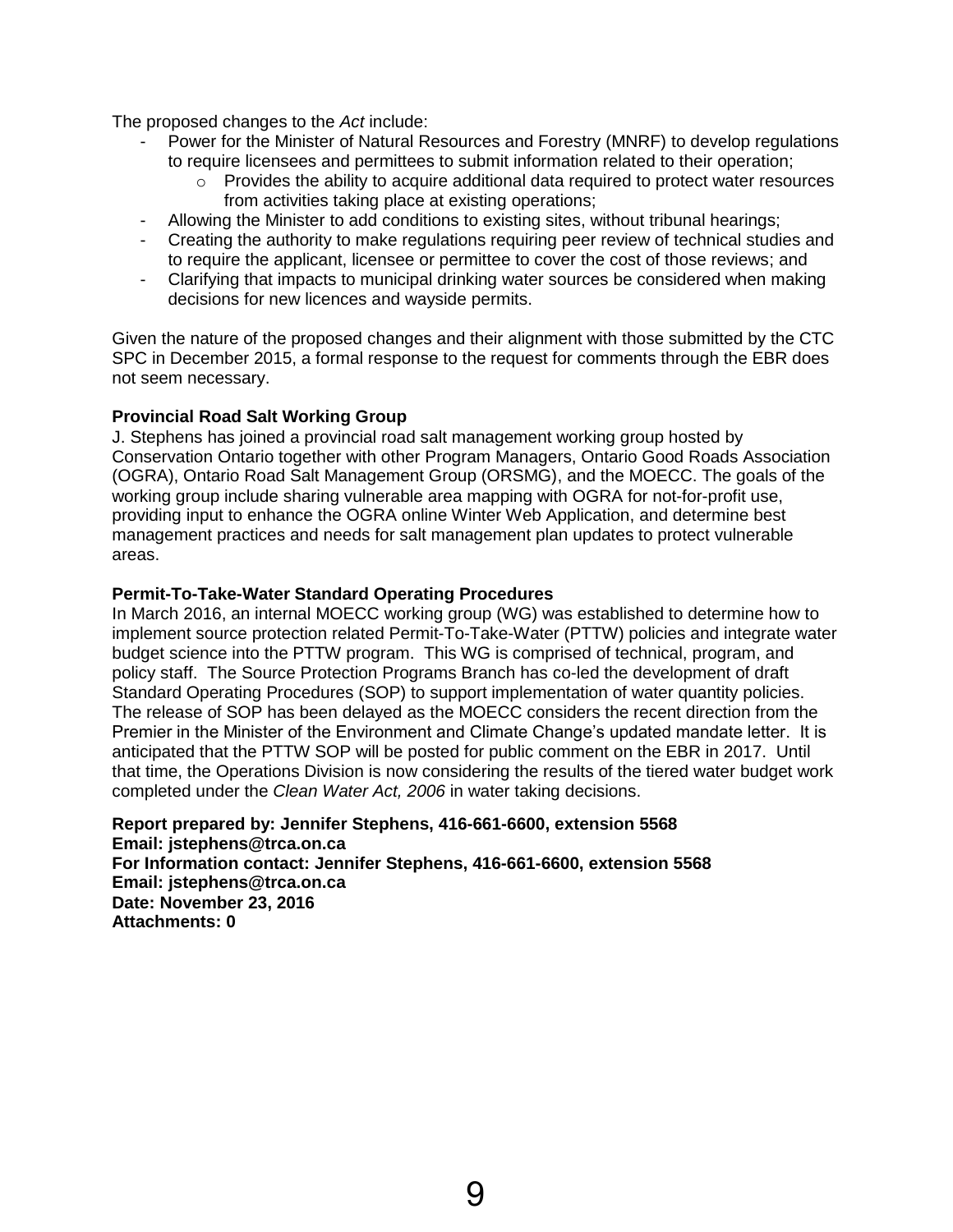The proposed changes to the *Act* include:

- Power for the Minister of Natural Resources and Forestry (MNRF) to develop regulations to require licensees and permittees to submit information related to their operation;
    - Provides the ability to acquire additional data required to protect water resources from activities taking place at existing operations;
- Allowing the Minister to add conditions to existing sites, without tribunal hearings;
- Creating the authority to make regulations requiring peer review of technical studies and to require the applicant, licensee or permittee to cover the cost of those reviews; and
- Clarifying that impacts to municipal drinking water sources be considered when making decisions for new licences and wayside permits.

Given the nature of the proposed changes and their alignment with those submitted by the CTC SPC in December 2015, a formal response to the request for comments through the EBR does not seem necessary.

**Provincial Road Salt Working Group**

J. Stephens has joined a provincial road salt management working group hosted by Conservation Ontario together with other Program Managers, Ontario Good Roads Association (OGRA), Ontario Road Salt Management Group (ORSMG), and the MOECC. The goals of the working group include sharing vulnerable area mapping with OGRA for not-for-profit use, providing input to enhance the OGRA online Winter Web Application, and determine best management practices and needs for salt management plan updates to protect vulnerable areas.

**Permit-To-Take-Water Standard Operating Procedures**

In March 2016, an internal MOECC working group (WG) was established to determine how to implement source protection related Permit-To-Take-Water (PTTW) policies and integrate water budget science into the PTTW program. This WG is comprised of technical, program, and policy staff. The Source Protection Programs Branch has co-led the development of draft Standard Operating Procedures (SOP) to support implementation of water quantity policies. The release of SOP has been delayed as the MOECC considers the recent direction from the Premier in the Minister of the Environment and Climate Change's updated mandate letter. It is anticipated that the PTTW SOP will be posted for public comment on the EBR in 2017. Until that time, the Operations Division is now considering the results of the tiered water budget work completed under the *Clean Water Act, 2006* in water taking decisions.

**Report prepared by: Jennifer Stephens, 416-661-6600, extension 5568**
**Email: jstephens@trca.on.ca**
**For Information contact: Jennifer Stephens, 416-661-6600, extension 5568**
**Email: jstephens@trca.on.ca**
**Date: November 23, 2016**
**Attachments: 0**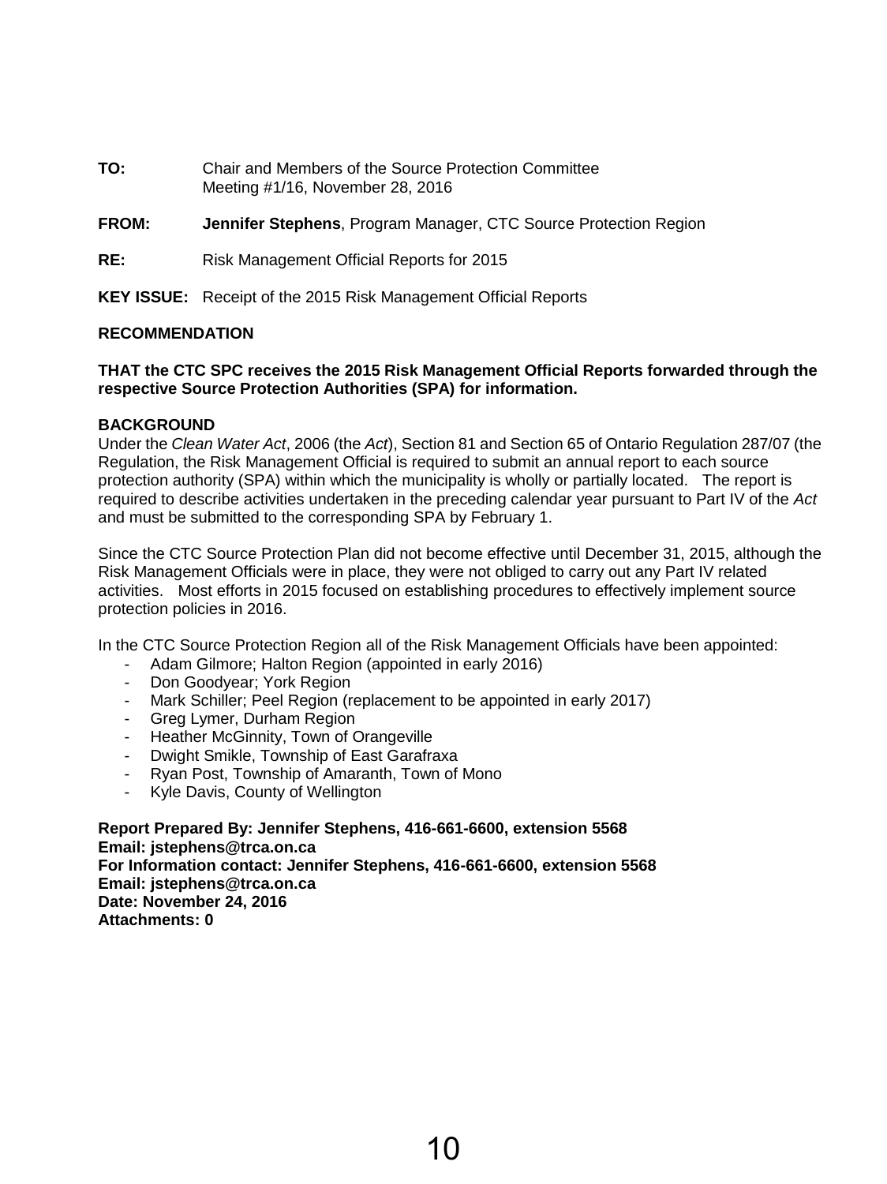**TO:** Chair and Members of the Source Protection Committee
Meeting #1/16, November 28, 2016

**FROM:** **Jennifer Stephens**, Program Manager, CTC Source Protection Region

**RE:** Risk Management Official Reports for 2015

**KEY ISSUE:** Receipt of the 2015 Risk Management Official Reports

**RECOMMENDATION**

**THAT the CTC SPC receives the 2015 Risk Management Official Reports forwarded through the respective Source Protection Authorities (SPA) for information.**

**BACKGROUND**

Under the *Clean Water Act*, 2006 (the *Act*), Section 81 and Section 65 of Ontario Regulation 287/07 (the Regulation, the Risk Management Official is required to submit an annual report to each source protection authority (SPA) within which the municipality is wholly or partially located. The report is required to describe activities undertaken in the preceding calendar year pursuant to Part IV of the *Act* and must be submitted to the corresponding SPA by February 1.

Since the CTC Source Protection Plan did not become effective until December 31, 2015, although the Risk Management Officials were in place, they were not obliged to carry out any Part IV related activities. Most efforts in 2015 focused on establishing procedures to effectively implement source protection policies in 2016.

In the CTC Source Protection Region all of the Risk Management Officials have been appointed:

- Adam Gilmore; Halton Region (appointed in early 2016)
- Don Goodyear; York Region
- Mark Schiller; Peel Region (replacement to be appointed in early 2017)
- Greg Lymer, Durham Region
- Heather McGinnity, Town of Orangeville
- Dwight Smikle, Township of East Garafraxa
- Ryan Post, Township of Amaranth, Town of Mono
- Kyle Davis, County of Wellington

**Report Prepared By: Jennifer Stephens, 416-661-6600, extension 5568**
**Email: jstephens@trca.on.ca**
**For Information contact: Jennifer Stephens, 416-661-6600, extension 5568**
**Email: jstephens@trca.on.ca**
**Date: November 24, 2016**
**Attachments: 0**